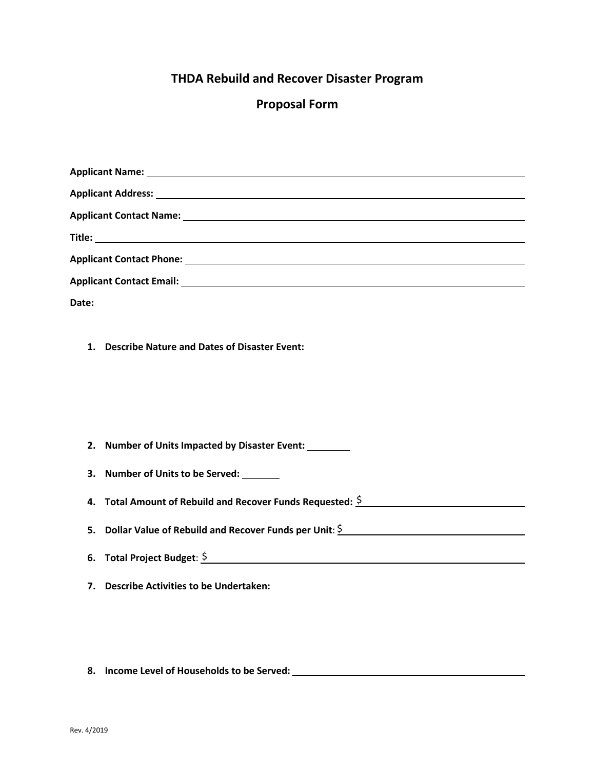# THDA Rebuild and Recover Disaster Program

## Proposal Form

**Applicant Name:** ______________________________

**Applicant Address:** ______________________________

**Applicant Contact Name:** ______________________________

**Title:** ______________________________

**Applicant Contact Phone:** ______________________________

**Applicant Contact Email:** ______________________________

**Date:**

1. **Describe Nature and Dates of Disaster Event:**

2. **Number of Units Impacted by Disaster Event:** ________

3. **Number of Units to be Served:** _______

4. **Total Amount of Rebuild and Recover Funds Requested:** $______________________________

5. **Dollar Value of Rebuild and Recover Funds per Unit**: $______________________________

6. **Total Project Budget**: $______________________________

7. **Describe Activities to be Undertaken:**

8. **Income Level of Households to be Served:** ______________________________

Rev. 4/2019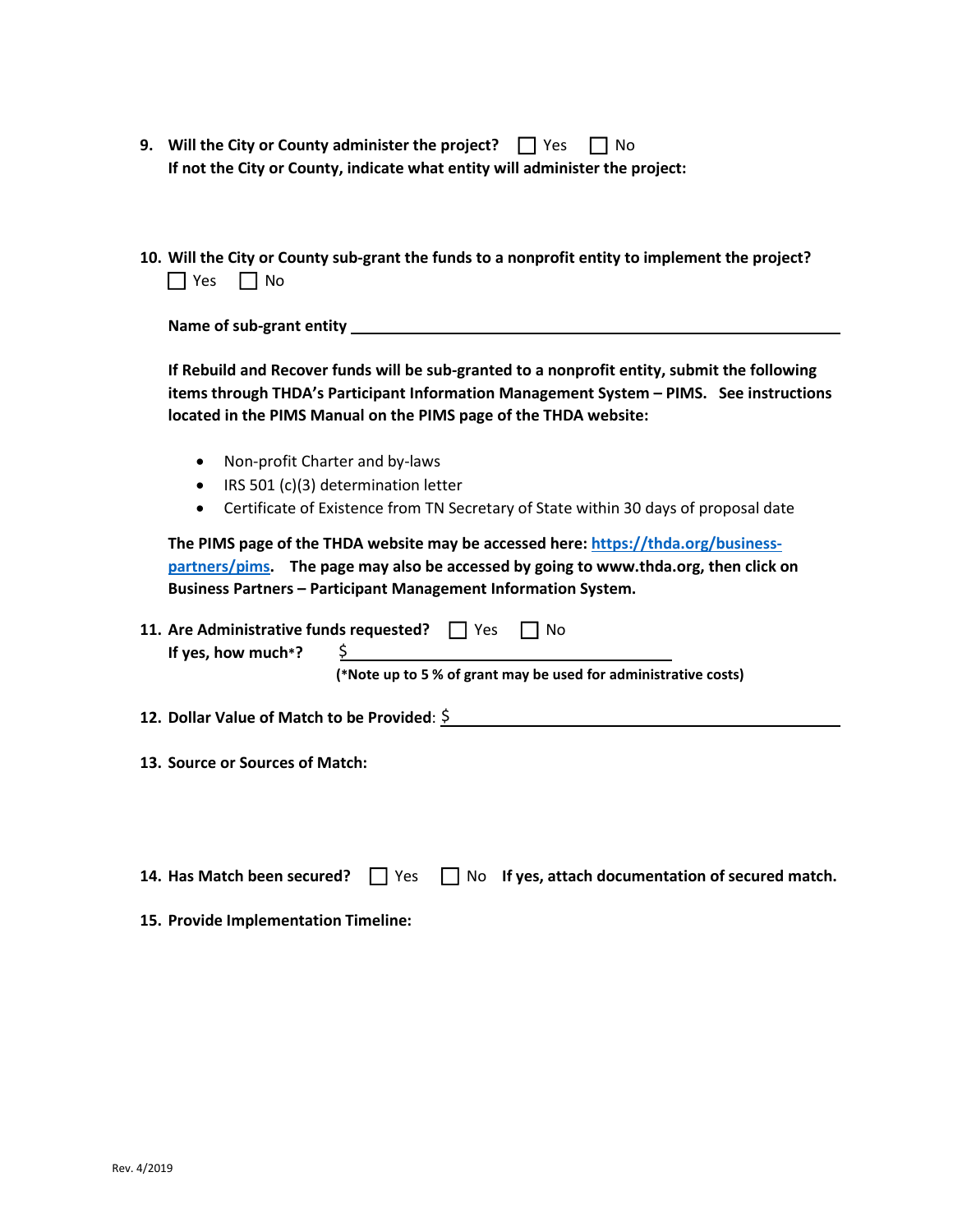9. **Will the City or County administer the project?** ☐ Yes ☐ No
   **If not the City or County, indicate what entity will administer the project:**

10. **Will the City or County sub-grant the funds to a nonprofit entity to implement the project?**
    ☐ Yes ☐ No

    **Name of sub-grant entity** ______________________________________________

    **If Rebuild and Recover funds will be sub-granted to a nonprofit entity, submit the following items through THDA's Participant Information Management System – PIMS. See instructions located in the PIMS Manual on the PIMS page of the THDA website:**

    - Non-profit Charter and by-laws
    - IRS 501 (c)(3) determination letter
    - Certificate of Existence from TN Secretary of State within 30 days of proposal date

    **The PIMS page of the THDA website may be accessed here: [https://thda.org/business-partners/pims](https://thda.org/business-partners/pims). The page may also be accessed by going to www.thda.org, then click on Business Partners – Participant Management Information System.**

11. **Are Administrative funds requested?** ☐ Yes ☐ No
    **If yes, how much*?** $ ______________________________
    **(*Note up to 5 % of grant may be used for administrative costs)**

12. **Dollar Value of Match to be Provided**: $ ______________________________

13. **Source or Sources of Match:**

14. **Has Match been secured?** ☐ Yes ☐ No **If yes, attach documentation of secured match.**

15. **Provide Implementation Timeline:**

Rev. 4/2019